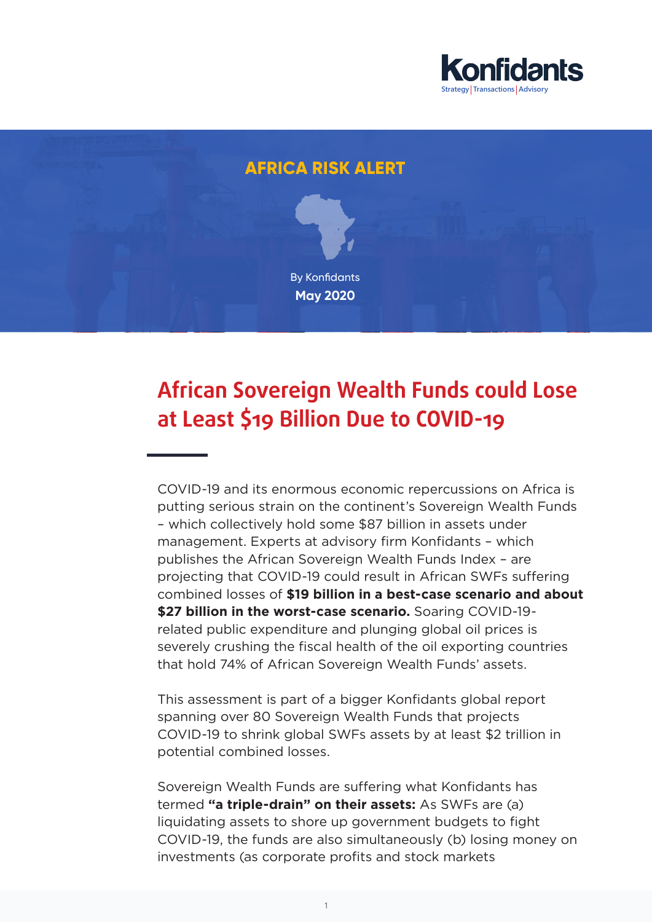Konfidants

Strategy | Transactions | Advisory

AFRICA RISK ALERT

By Konfidants

**May 2020**

# African Sovereign Wealth Funds could Lose at Least $19 Billion Due to COVID-19

COVID-19 and its enormous economic repercussions on Africa is putting serious strain on the continent's Sovereign Wealth Funds – which collectively hold some $87 billion in assets under management. Experts at advisory firm Konfidants – which publishes the African Sovereign Wealth Funds Index – are projecting that COVID-19 could result in African SWFs suffering combined losses of **$19 billion in a best-case scenario and about $27 billion in the worst-case scenario.** Soaring COVID-19-related public expenditure and plunging global oil prices is severely crushing the fiscal health of the oil exporting countries that hold 74% of African Sovereign Wealth Funds' assets.

This assessment is part of a bigger Konfidants global report spanning over 80 Sovereign Wealth Funds that projects COVID-19 to shrink global SWFs assets by at least $2 trillion in potential combined losses.

Sovereign Wealth Funds are suffering what Konfidants has termed **"a triple-drain" on their assets:** As SWFs are (a) liquidating assets to shore up government budgets to fight COVID-19, the funds are also simultaneously (b) losing money on investments (as corporate profits and stock markets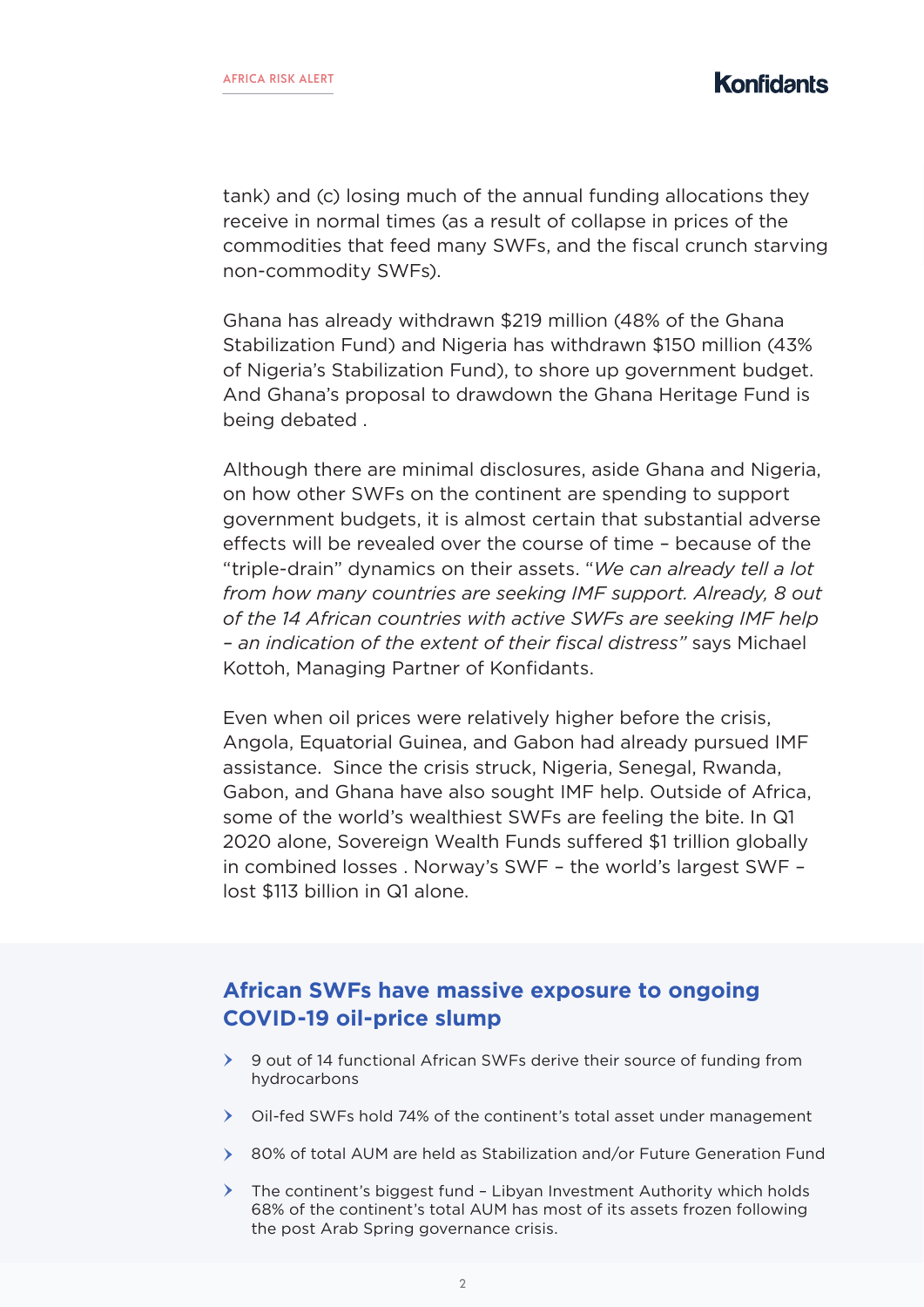tank) and (c) losing much of the annual funding allocations they receive in normal times (as a result of collapse in prices of the commodities that feed many SWFs, and the fiscal crunch starving non-commodity SWFs).

Ghana has already withdrawn $219 million (48% of the Ghana Stabilization Fund) and Nigeria has withdrawn $150 million (43% of Nigeria's Stabilization Fund), to shore up government budget. And Ghana's proposal to drawdown the Ghana Heritage Fund is being debated .

Although there are minimal disclosures, aside Ghana and Nigeria, on how other SWFs on the continent are spending to support government budgets, it is almost certain that substantial adverse effects will be revealed over the course of time – because of the "triple-drain" dynamics on their assets. "*We can already tell a lot from how many countries are seeking IMF support. Already, 8 out of the 14 African countries with active SWFs are seeking IMF help – an indication of the extent of their fiscal distress"* says Michael Kottoh, Managing Partner of Konfidants.

Even when oil prices were relatively higher before the crisis, Angola, Equatorial Guinea, and Gabon had already pursued IMF assistance. Since the crisis struck, Nigeria, Senegal, Rwanda, Gabon, and Ghana have also sought IMF help. Outside of Africa, some of the world's wealthiest SWFs are feeling the bite. In Q1 2020 alone, Sovereign Wealth Funds suffered $1 trillion globally in combined losses . Norway's SWF – the world's largest SWF – lost $113 billion in Q1 alone.

## African SWFs have massive exposure to ongoing COVID-19 oil-price slump

- 9 out of 14 functional African SWFs derive their source of funding from hydrocarbons
- Oil-fed SWFs hold 74% of the continent's total asset under management
- 80% of total AUM are held as Stabilization and/or Future Generation Fund
- The continent's biggest fund – Libyan Investment Authority which holds 68% of the continent's total AUM has most of its assets frozen following the post Arab Spring governance crisis.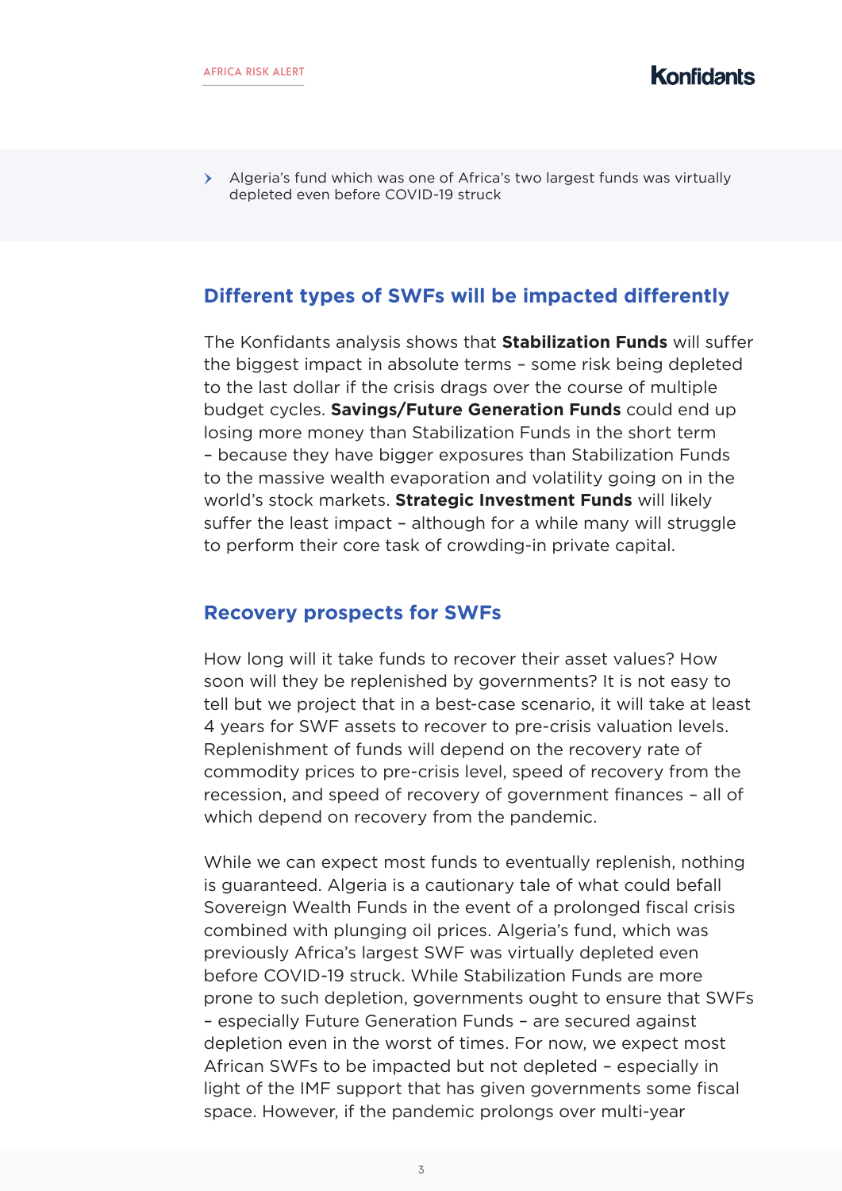- Algeria's fund which was one of Africa's two largest funds was virtually depleted even before COVID-19 struck

## Different types of SWFs will be impacted differently

The Konfidants analysis shows that **Stabilization Funds** will suffer the biggest impact in absolute terms – some risk being depleted to the last dollar if the crisis drags over the course of multiple budget cycles. **Savings/Future Generation Funds** could end up losing more money than Stabilization Funds in the short term – because they have bigger exposures than Stabilization Funds to the massive wealth evaporation and volatility going on in the world's stock markets. **Strategic Investment Funds** will likely suffer the least impact – although for a while many will struggle to perform their core task of crowding-in private capital.

## Recovery prospects for SWFs

How long will it take funds to recover their asset values? How soon will they be replenished by governments? It is not easy to tell but we project that in a best-case scenario, it will take at least 4 years for SWF assets to recover to pre-crisis valuation levels. Replenishment of funds will depend on the recovery rate of commodity prices to pre-crisis level, speed of recovery from the recession, and speed of recovery of government finances – all of which depend on recovery from the pandemic.

While we can expect most funds to eventually replenish, nothing is guaranteed. Algeria is a cautionary tale of what could befall Sovereign Wealth Funds in the event of a prolonged fiscal crisis combined with plunging oil prices. Algeria's fund, which was previously Africa's largest SWF was virtually depleted even before COVID-19 struck. While Stabilization Funds are more prone to such depletion, governments ought to ensure that SWFs – especially Future Generation Funds – are secured against depletion even in the worst of times. For now, we expect most African SWFs to be impacted but not depleted – especially in light of the IMF support that has given governments some fiscal space. However, if the pandemic prolongs over multi-year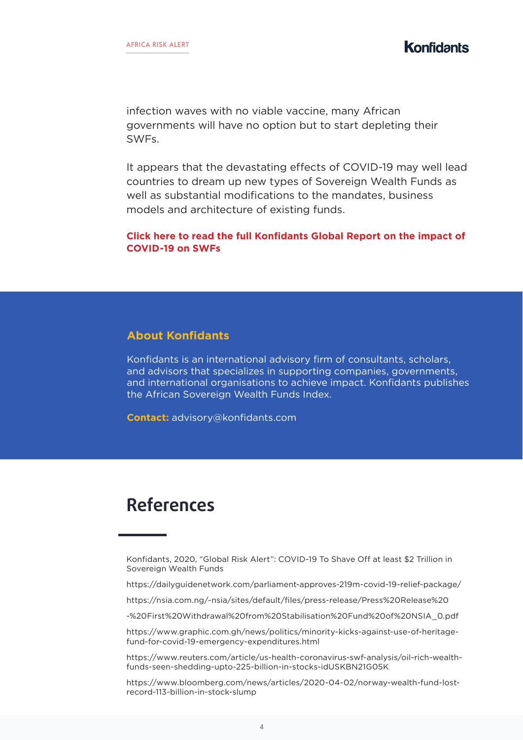infection waves with no viable vaccine, many African governments will have no option but to start depleting their SWFs.

It appears that the devastating effects of COVID-19 may well lead countries to dream up new types of Sovereign Wealth Funds as well as substantial modifications to the mandates, business models and architecture of existing funds.

**Click here to read the full Konfidants Global Report on the impact of COVID-19 on SWFs**

## About Konfidants

Konfidants is an international advisory firm of consultants, scholars, and advisors that specializes in supporting companies, governments, and international organisations to achieve impact. Konfidants publishes the African Sovereign Wealth Funds Index.

**Contact:** advisory@konfidants.com

# References

Konfidants, 2020, "Global Risk Alert": COVID-19 To Shave Off at least $2 Trillion in Sovereign Wealth Funds

https://dailyguidenetwork.com/parliament-approves-219m-covid-19-relief-package/

https://nsia.com.ng/-nsia/sites/default/files/press-release/Press%20Release%20

-%20First%20Withdrawal%20from%20Stabilisation%20Fund%20of%20NSIA_0.pdf

https://www.graphic.com.gh/news/politics/minority-kicks-against-use-of-heritage-fund-for-covid-19-emergency-expenditures.html

https://www.reuters.com/article/us-health-coronavirus-swf-analysis/oil-rich-wealth-funds-seen-shedding-upto-225-billion-in-stocks-idUSKBN21G05K

https://www.bloomberg.com/news/articles/2020-04-02/norway-wealth-fund-lost-record-113-billion-in-stock-slump